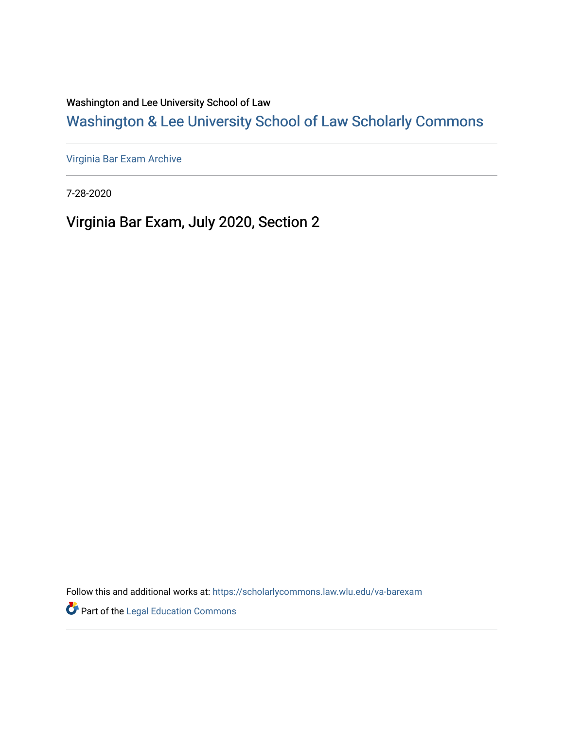Washington and Lee University School of Law

## Washington & Lee University School of Law Scholarly Commons

Virginia Bar Exam Archive

7-28-2020

# Virginia Bar Exam, July 2020, Section 2

Follow this and additional works at: https://scholarlycommons.law.wlu.edu/va-barexam

Part of the Legal Education Commons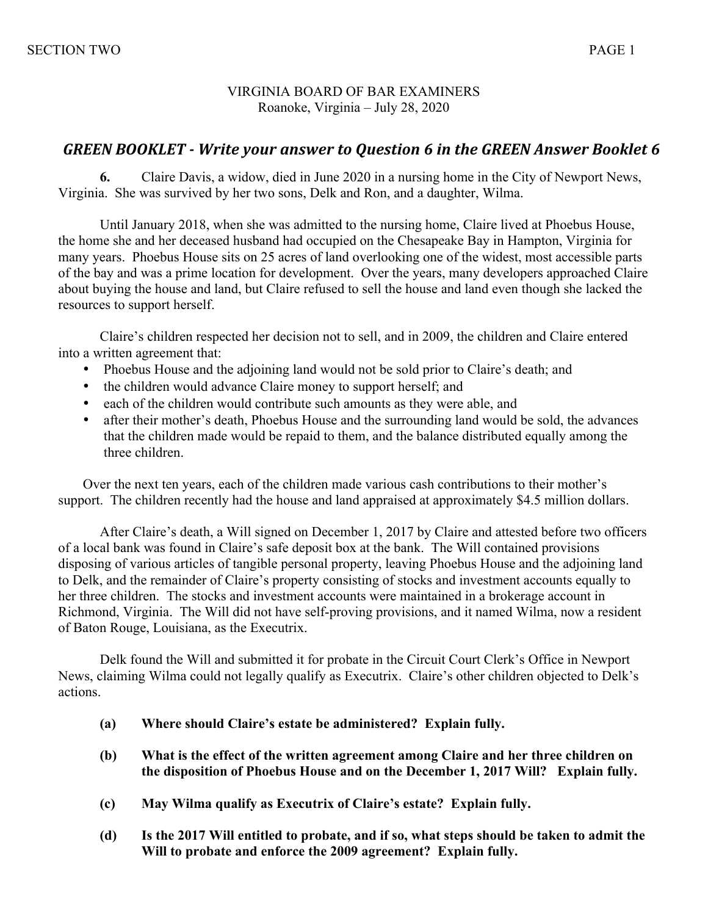VIRGINIA BOARD OF BAR EXAMINERS
Roanoke, Virginia – July 28, 2020

## *GREEN BOOKLET - Write your answer to Question 6 in the GREEN Answer Booklet 6*

**6.** Claire Davis, a widow, died in June 2020 in a nursing home in the City of Newport News, Virginia. She was survived by her two sons, Delk and Ron, and a daughter, Wilma.

Until January 2018, when she was admitted to the nursing home, Claire lived at Phoebus House, the home she and her deceased husband had occupied on the Chesapeake Bay in Hampton, Virginia for many years. Phoebus House sits on 25 acres of land overlooking one of the widest, most accessible parts of the bay and was a prime location for development. Over the years, many developers approached Claire about buying the house and land, but Claire refused to sell the house and land even though she lacked the resources to support herself.

Claire's children respected her decision not to sell, and in 2009, the children and Claire entered into a written agreement that:

- Phoebus House and the adjoining land would not be sold prior to Claire's death; and
- the children would advance Claire money to support herself; and
- each of the children would contribute such amounts as they were able, and
- after their mother's death, Phoebus House and the surrounding land would be sold, the advances that the children made would be repaid to them, and the balance distributed equally among the three children.

Over the next ten years, each of the children made various cash contributions to their mother's support. The children recently had the house and land appraised at approximately $4.5 million dollars.

After Claire's death, a Will signed on December 1, 2017 by Claire and attested before two officers of a local bank was found in Claire's safe deposit box at the bank. The Will contained provisions disposing of various articles of tangible personal property, leaving Phoebus House and the adjoining land to Delk, and the remainder of Claire's property consisting of stocks and investment accounts equally to her three children. The stocks and investment accounts were maintained in a brokerage account in Richmond, Virginia. The Will did not have self-proving provisions, and it named Wilma, now a resident of Baton Rouge, Louisiana, as the Executrix.

Delk found the Will and submitted it for probate in the Circuit Court Clerk's Office in Newport News, claiming Wilma could not legally qualify as Executrix. Claire's other children objected to Delk's actions.

**(a) Where should Claire's estate be administered? Explain fully.**

**(b) What is the effect of the written agreement among Claire and her three children on the disposition of Phoebus House and on the December 1, 2017 Will? Explain fully.**

**(c) May Wilma qualify as Executrix of Claire's estate? Explain fully.**

**(d) Is the 2017 Will entitled to probate, and if so, what steps should be taken to admit the Will to probate and enforce the 2009 agreement? Explain fully.**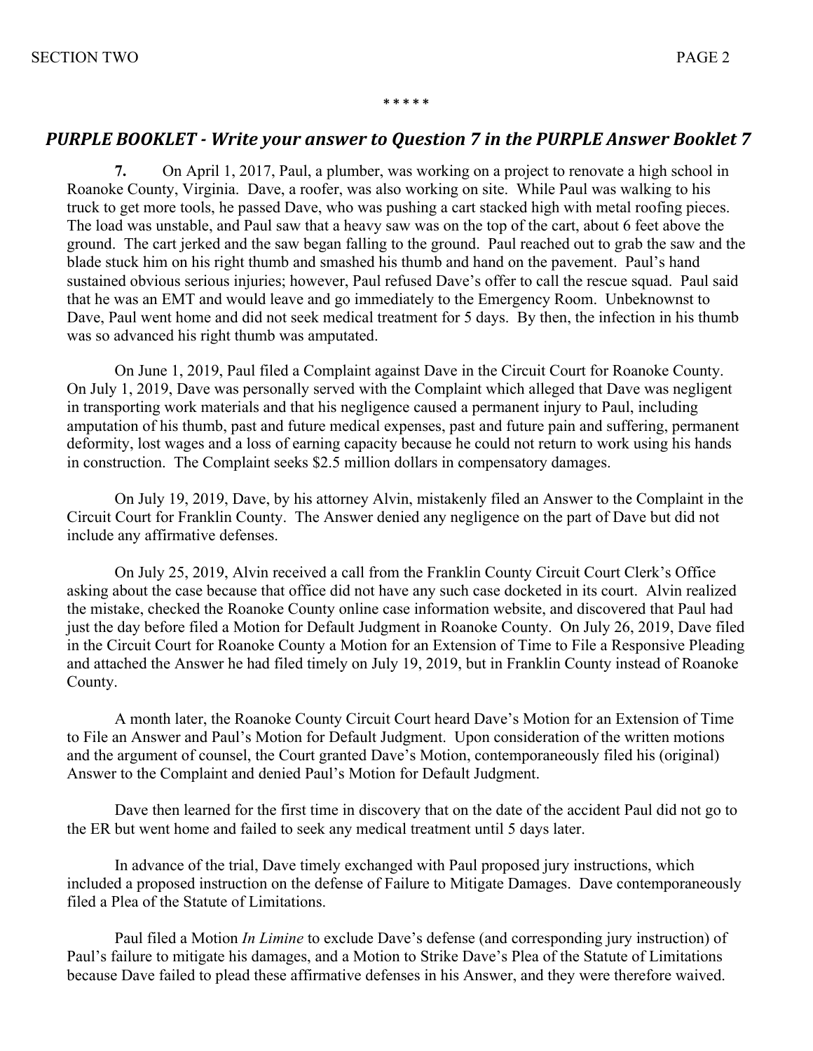\* \* \* \* \*

## *PURPLE BOOKLET - Write your answer to Question 7 in the PURPLE Answer Booklet 7*

**7.** On April 1, 2017, Paul, a plumber, was working on a project to renovate a high school in Roanoke County, Virginia. Dave, a roofer, was also working on site. While Paul was walking to his truck to get more tools, he passed Dave, who was pushing a cart stacked high with metal roofing pieces. The load was unstable, and Paul saw that a heavy saw was on the top of the cart, about 6 feet above the ground. The cart jerked and the saw began falling to the ground. Paul reached out to grab the saw and the blade stuck him on his right thumb and smashed his thumb and hand on the pavement. Paul's hand sustained obvious serious injuries; however, Paul refused Dave's offer to call the rescue squad. Paul said that he was an EMT and would leave and go immediately to the Emergency Room. Unbeknownst to Dave, Paul went home and did not seek medical treatment for 5 days. By then, the infection in his thumb was so advanced his right thumb was amputated.

On June 1, 2019, Paul filed a Complaint against Dave in the Circuit Court for Roanoke County. On July 1, 2019, Dave was personally served with the Complaint which alleged that Dave was negligent in transporting work materials and that his negligence caused a permanent injury to Paul, including amputation of his thumb, past and future medical expenses, past and future pain and suffering, permanent deformity, lost wages and a loss of earning capacity because he could not return to work using his hands in construction. The Complaint seeks $2.5 million dollars in compensatory damages.

On July 19, 2019, Dave, by his attorney Alvin, mistakenly filed an Answer to the Complaint in the Circuit Court for Franklin County. The Answer denied any negligence on the part of Dave but did not include any affirmative defenses.

On July 25, 2019, Alvin received a call from the Franklin County Circuit Court Clerk's Office asking about the case because that office did not have any such case docketed in its court. Alvin realized the mistake, checked the Roanoke County online case information website, and discovered that Paul had just the day before filed a Motion for Default Judgment in Roanoke County. On July 26, 2019, Dave filed in the Circuit Court for Roanoke County a Motion for an Extension of Time to File a Responsive Pleading and attached the Answer he had filed timely on July 19, 2019, but in Franklin County instead of Roanoke County.

A month later, the Roanoke County Circuit Court heard Dave's Motion for an Extension of Time to File an Answer and Paul's Motion for Default Judgment. Upon consideration of the written motions and the argument of counsel, the Court granted Dave's Motion, contemporaneously filed his (original) Answer to the Complaint and denied Paul's Motion for Default Judgment.

Dave then learned for the first time in discovery that on the date of the accident Paul did not go to the ER but went home and failed to seek any medical treatment until 5 days later.

In advance of the trial, Dave timely exchanged with Paul proposed jury instructions, which included a proposed instruction on the defense of Failure to Mitigate Damages. Dave contemporaneously filed a Plea of the Statute of Limitations.

Paul filed a Motion *In Limine* to exclude Dave's defense (and corresponding jury instruction) of Paul's failure to mitigate his damages, and a Motion to Strike Dave's Plea of the Statute of Limitations because Dave failed to plead these affirmative defenses in his Answer, and they were therefore waived.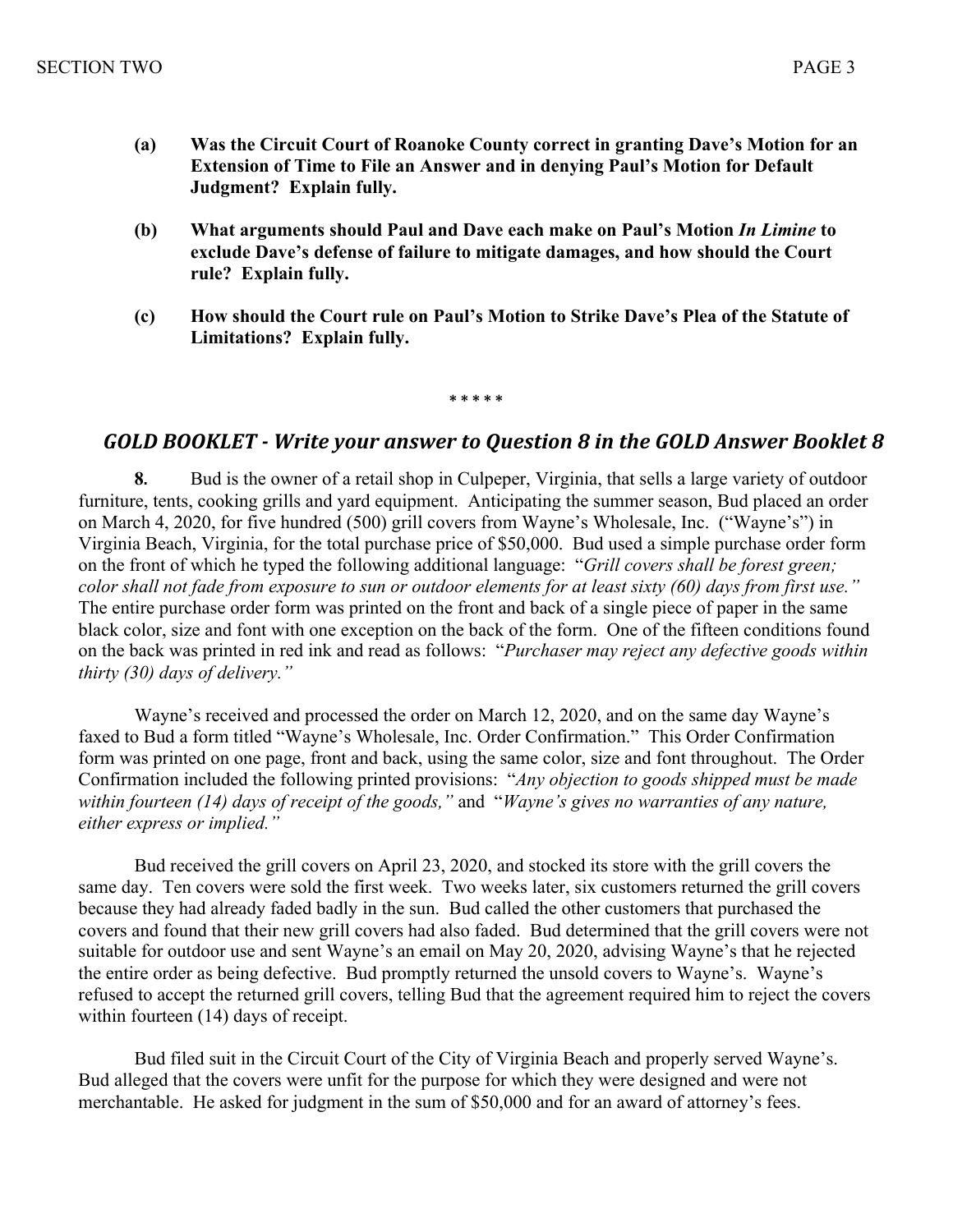**(a) Was the Circuit Court of Roanoke County correct in granting Dave's Motion for an Extension of Time to File an Answer and in denying Paul's Motion for Default Judgment? Explain fully.**

**(b) What arguments should Paul and Dave each make on Paul's Motion *In Limine* to exclude Dave's defense of failure to mitigate damages, and how should the Court rule? Explain fully.**

**(c) How should the Court rule on Paul's Motion to Strike Dave's Plea of the Statute of Limitations? Explain fully.**

\* \* \* \* \*

## *GOLD BOOKLET - Write your answer to Question 8 in the GOLD Answer Booklet 8*

**8.** Bud is the owner of a retail shop in Culpeper, Virginia, that sells a large variety of outdoor furniture, tents, cooking grills and yard equipment. Anticipating the summer season, Bud placed an order on March 4, 2020, for five hundred (500) grill covers from Wayne's Wholesale, Inc. ("Wayne's") in Virginia Beach, Virginia, for the total purchase price of $50,000. Bud used a simple purchase order form on the front of which he typed the following additional language: "*Grill covers shall be forest green; color shall not fade from exposure to sun or outdoor elements for at least sixty (60) days from first use.*" The entire purchase order form was printed on the front and back of a single piece of paper in the same black color, size and font with one exception on the back of the form. One of the fifteen conditions found on the back was printed in red ink and read as follows: "*Purchaser may reject any defective goods within thirty (30) days of delivery.*"

Wayne's received and processed the order on March 12, 2020, and on the same day Wayne's faxed to Bud a form titled "Wayne's Wholesale, Inc. Order Confirmation." This Order Confirmation form was printed on one page, front and back, using the same color, size and font throughout. The Order Confirmation included the following printed provisions: "*Any objection to goods shipped must be made within fourteen (14) days of receipt of the goods,*" and "*Wayne's gives no warranties of any nature, either express or implied.*"

Bud received the grill covers on April 23, 2020, and stocked its store with the grill covers the same day. Ten covers were sold the first week. Two weeks later, six customers returned the grill covers because they had already faded badly in the sun. Bud called the other customers that purchased the covers and found that their new grill covers had also faded. Bud determined that the grill covers were not suitable for outdoor use and sent Wayne's an email on May 20, 2020, advising Wayne's that he rejected the entire order as being defective. Bud promptly returned the unsold covers to Wayne's. Wayne's refused to accept the returned grill covers, telling Bud that the agreement required him to reject the covers within fourteen (14) days of receipt.

Bud filed suit in the Circuit Court of the City of Virginia Beach and properly served Wayne's. Bud alleged that the covers were unfit for the purpose for which they were designed and were not merchantable. He asked for judgment in the sum of $50,000 and for an award of attorney's fees.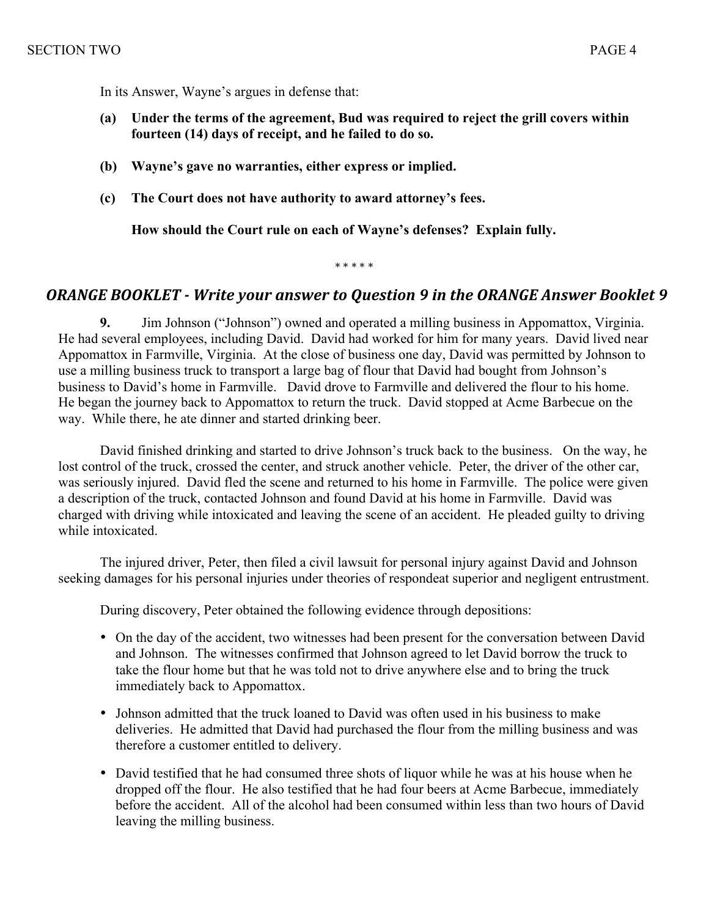In its Answer, Wayne's argues in defense that:

**(a) Under the terms of the agreement, Bud was required to reject the grill covers within fourteen (14) days of receipt, and he failed to do so.**

**(b) Wayne's gave no warranties, either express or implied.**

**(c) The Court does not have authority to award attorney's fees.**

**How should the Court rule on each of Wayne's defenses? Explain fully.**

\* \* \* \* \*

## *ORANGE BOOKLET - Write your answer to Question 9 in the ORANGE Answer Booklet 9*

**9.** Jim Johnson ("Johnson") owned and operated a milling business in Appomattox, Virginia. He had several employees, including David. David had worked for him for many years. David lived near Appomattox in Farmville, Virginia. At the close of business one day, David was permitted by Johnson to use a milling business truck to transport a large bag of flour that David had bought from Johnson's business to David's home in Farmville. David drove to Farmville and delivered the flour to his home. He began the journey back to Appomattox to return the truck. David stopped at Acme Barbecue on the way. While there, he ate dinner and started drinking beer.

David finished drinking and started to drive Johnson's truck back to the business. On the way, he lost control of the truck, crossed the center, and struck another vehicle. Peter, the driver of the other car, was seriously injured. David fled the scene and returned to his home in Farmville. The police were given a description of the truck, contacted Johnson and found David at his home in Farmville. David was charged with driving while intoxicated and leaving the scene of an accident. He pleaded guilty to driving while intoxicated.

The injured driver, Peter, then filed a civil lawsuit for personal injury against David and Johnson seeking damages for his personal injuries under theories of respondeat superior and negligent entrustment.

During discovery, Peter obtained the following evidence through depositions:

- On the day of the accident, two witnesses had been present for the conversation between David and Johnson. The witnesses confirmed that Johnson agreed to let David borrow the truck to take the flour home but that he was told not to drive anywhere else and to bring the truck immediately back to Appomattox.
- Johnson admitted that the truck loaned to David was often used in his business to make deliveries. He admitted that David had purchased the flour from the milling business and was therefore a customer entitled to delivery.
- David testified that he had consumed three shots of liquor while he was at his house when he dropped off the flour. He also testified that he had four beers at Acme Barbecue, immediately before the accident. All of the alcohol had been consumed within less than two hours of David leaving the milling business.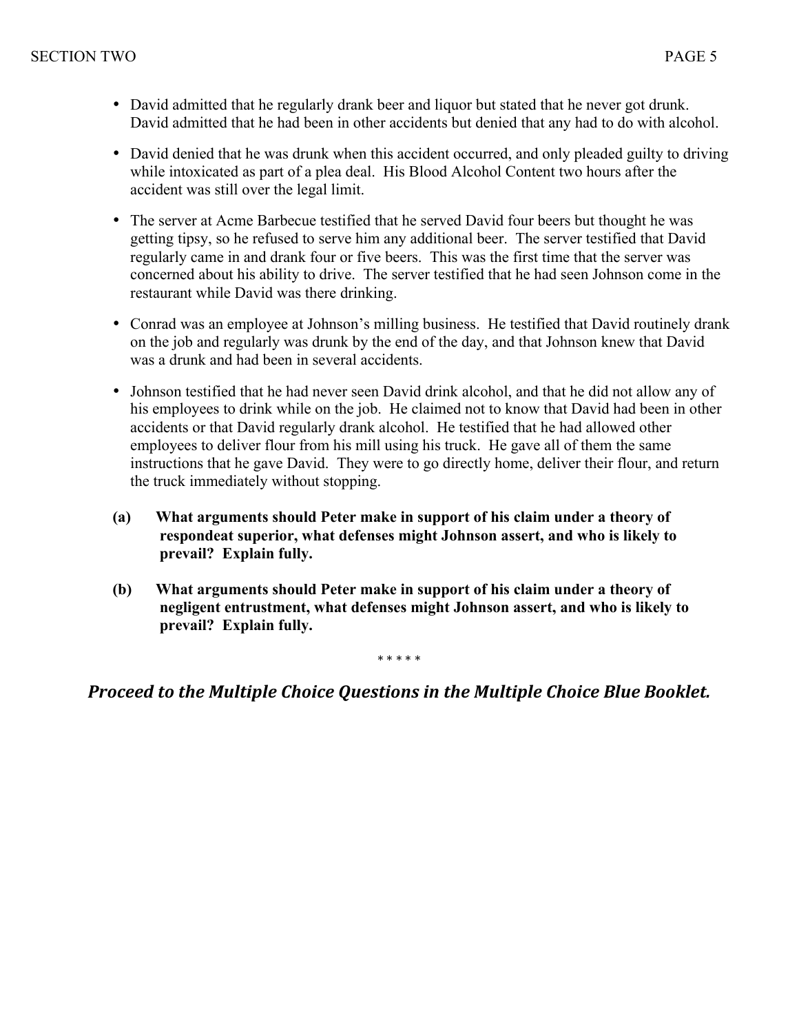- David admitted that he regularly drank beer and liquor but stated that he never got drunk. David admitted that he had been in other accidents but denied that any had to do with alcohol.

- David denied that he was drunk when this accident occurred, and only pleaded guilty to driving while intoxicated as part of a plea deal. His Blood Alcohol Content two hours after the accident was still over the legal limit.

- The server at Acme Barbecue testified that he served David four beers but thought he was getting tipsy, so he refused to serve him any additional beer. The server testified that David regularly came in and drank four or five beers. This was the first time that the server was concerned about his ability to drive. The server testified that he had seen Johnson come in the restaurant while David was there drinking.

- Conrad was an employee at Johnson's milling business. He testified that David routinely drank on the job and regularly was drunk by the end of the day, and that Johnson knew that David was a drunk and had been in several accidents.

- Johnson testified that he had never seen David drink alcohol, and that he did not allow any of his employees to drink while on the job. He claimed not to know that David had been in other accidents or that David regularly drank alcohol. He testified that he had allowed other employees to deliver flour from his mill using his truck. He gave all of them the same instructions that he gave David. They were to go directly home, deliver their flour, and return the truck immediately without stopping.

**(a) What arguments should Peter make in support of his claim under a theory of respondeat superior, what defenses might Johnson assert, and who is likely to prevail? Explain fully.**

**(b) What arguments should Peter make in support of his claim under a theory of negligent entrustment, what defenses might Johnson assert, and who is likely to prevail? Explain fully.**

\* \* \* \* \*

***Proceed to the Multiple Choice Questions in the Multiple Choice Blue Booklet.***